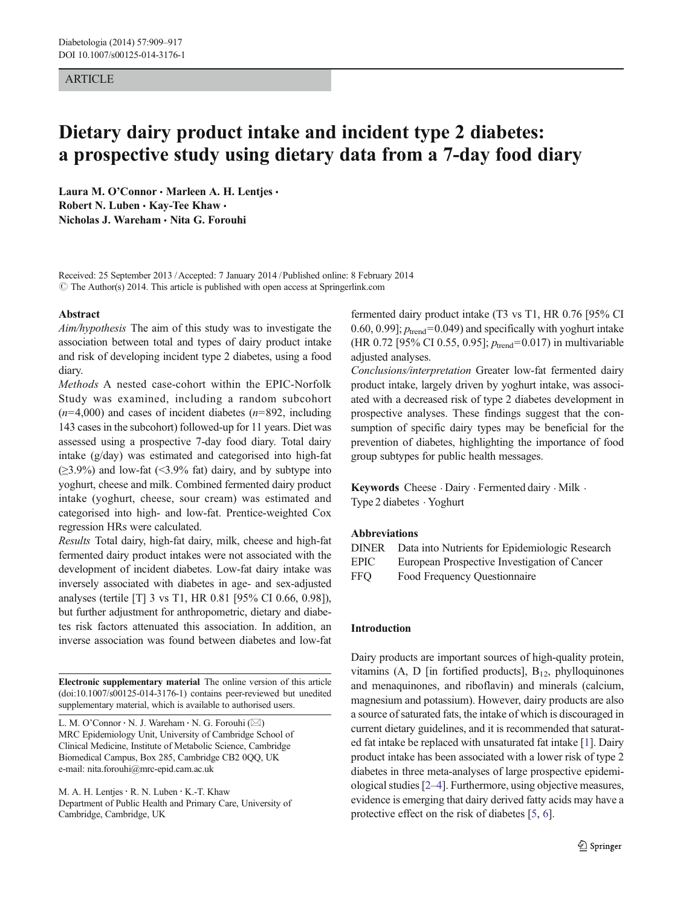ARTICLE

# Dietary dairy product intake and incident type 2 diabetes: a prospective study using dietary data from a 7-day food diary

**Laura M. O'Connor · Marleen A. H. Lentjes · Robert N. Luben · Kay-Tee Khaw · Nicholas J. Wareham · Nita G. Forouhi**

Received: 25 September 2013 / Accepted: 7 January 2014 / Published online: 8 February 2014
© The Author(s) 2014. This article is published with open access at Springerlink.com

## Abstract

*Aim/hypothesis* The aim of this study was to investigate the association between total and types of dairy product intake and risk of developing incident type 2 diabetes, using a food diary.

*Methods* A nested case-cohort within the EPIC-Norfolk Study was examined, including a random subcohort ($n$=4,000) and cases of incident diabetes ($n$=892, including 143 cases in the subcohort) followed-up for 11 years. Diet was assessed using a prospective 7-day food diary. Total dairy intake (g/day) was estimated and categorised into high-fat (≥3.9%) and low-fat (<3.9% fat) dairy, and by subtype into yoghurt, cheese and milk. Combined fermented dairy product intake (yoghurt, cheese, sour cream) was estimated and categorised into high- and low-fat. Prentice-weighted Cox regression HRs were calculated.

*Results* Total dairy, high-fat dairy, milk, cheese and high-fat fermented dairy product intakes were not associated with the development of incident diabetes. Low-fat dairy intake was inversely associated with diabetes in age- and sex-adjusted analyses (tertile [T] 3 vs T1, HR 0.81 [95% CI 0.66, 0.98]), but further adjustment for anthropometric, dietary and diabetes risk factors attenuated this association. In addition, an inverse association was found between diabetes and low-fat fermented dairy product intake (T3 vs T1, HR 0.76 [95% CI 0.60, 0.99]; $p_{\text{trend}}$=0.049) and specifically with yoghurt intake (HR 0.72 [95% CI 0.55, 0.95]; $p_{\text{trend}}$=0.017) in multivariable adjusted analyses.

*Conclusions/interpretation* Greater low-fat fermented dairy product intake, largely driven by yoghurt intake, was associated with a decreased risk of type 2 diabetes development in prospective analyses. These findings suggest that the consumption of specific dairy types may be beneficial for the prevention of diabetes, highlighting the importance of food group subtypes for public health messages.

**Keywords** Cheese · Dairy · Fermented dairy · Milk · Type 2 diabetes · Yoghurt

**Abbreviations**

| | |
|---|---|
| DINER | Data into Nutrients for Epidemiologic Research |
| EPIC | European Prospective Investigation of Cancer |
| FFQ | Food Frequency Questionnaire |

**Electronic supplementary material** The online version of this article (doi:10.1007/s00125-014-3176-1) contains peer-reviewed but unedited supplementary material, which is available to authorised users.

L. M. O'Connor · N. J. Wareham · N. G. Forouhi (✉)
MRC Epidemiology Unit, University of Cambridge School of Clinical Medicine, Institute of Metabolic Science, Cambridge Biomedical Campus, Box 285, Cambridge CB2 0QQ, UK
e-mail: nita.forouhi@mrc-epid.cam.ac.uk

M. A. H. Lentjes · R. N. Luben · K.-T. Khaw
Department of Public Health and Primary Care, University of Cambridge, Cambridge, UK

## Introduction

Dairy products are important sources of high-quality protein, vitamins (A, D [in fortified products], $B_{12}$, phylloquinones and menaquinones, and riboflavin) and minerals (calcium, magnesium and potassium). However, dairy products are also a source of saturated fats, the intake of which is discouraged in current dietary guidelines, and it is recommended that saturated fat intake be replaced with unsaturated fat intake [1]. Dairy product intake has been associated with a lower risk of type 2 diabetes in three meta-analyses of large prospective epidemiological studies [2–4]. Furthermore, using objective measures, evidence is emerging that dairy derived fatty acids may have a protective effect on the risk of diabetes [5, 6].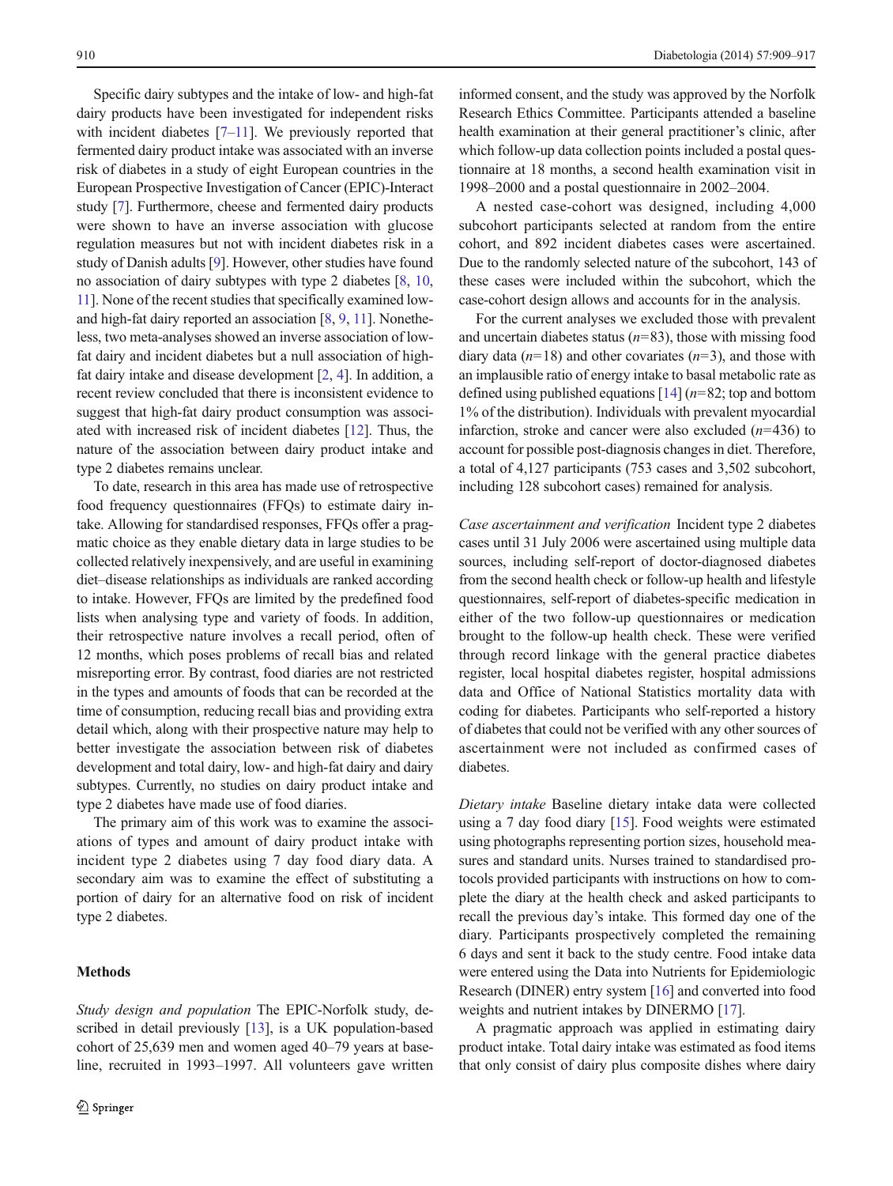Specific dairy subtypes and the intake of low- and high-fat dairy products have been investigated for independent risks with incident diabetes [7–11]. We previously reported that fermented dairy product intake was associated with an inverse risk of diabetes in a study of eight European countries in the European Prospective Investigation of Cancer (EPIC)-Interact study [7]. Furthermore, cheese and fermented dairy products were shown to have an inverse association with glucose regulation measures but not with incident diabetes risk in a study of Danish adults [9]. However, other studies have found no association of dairy subtypes with type 2 diabetes [8, 10, 11]. None of the recent studies that specifically examined low- and high-fat dairy reported an association [8, 9, 11]. Nonetheless, two meta-analyses showed an inverse association of low-fat dairy and incident diabetes but a null association of high-fat dairy intake and disease development [2, 4]. In addition, a recent review concluded that there is inconsistent evidence to suggest that high-fat dairy product consumption was associated with increased risk of incident diabetes [12]. Thus, the nature of the association between dairy product intake and type 2 diabetes remains unclear.

To date, research in this area has made use of retrospective food frequency questionnaires (FFQs) to estimate dairy intake. Allowing for standardised responses, FFQs offer a pragmatic choice as they enable dietary data in large studies to be collected relatively inexpensively, and are useful in examining diet–disease relationships as individuals are ranked according to intake. However, FFQs are limited by the predefined food lists when analysing type and variety of foods. In addition, their retrospective nature involves a recall period, often of 12 months, which poses problems of recall bias and related misreporting error. By contrast, food diaries are not restricted in the types and amounts of foods that can be recorded at the time of consumption, reducing recall bias and providing extra detail which, along with their prospective nature may help to better investigate the association between risk of diabetes development and total dairy, low- and high-fat dairy and dairy subtypes. Currently, no studies on dairy product intake and type 2 diabetes have made use of food diaries.

The primary aim of this work was to examine the associations of types and amount of dairy product intake with incident type 2 diabetes using 7 day food diary data. A secondary aim was to examine the effect of substituting a portion of dairy for an alternative food on risk of incident type 2 diabetes.

## Methods

*Study design and population* The EPIC-Norfolk study, described in detail previously [13], is a UK population-based cohort of 25,639 men and women aged 40–79 years at baseline, recruited in 1993–1997. All volunteers gave written informed consent, and the study was approved by the Norfolk Research Ethics Committee. Participants attended a baseline health examination at their general practitioner's clinic, after which follow-up data collection points included a postal questionnaire at 18 months, a second health examination visit in 1998–2000 and a postal questionnaire in 2002–2004.

A nested case-cohort was designed, including 4,000 subcohort participants selected at random from the entire cohort, and 892 incident diabetes cases were ascertained. Due to the randomly selected nature of the subcohort, 143 of these cases were included within the subcohort, which the case-cohort design allows and accounts for in the analysis.

For the current analyses we excluded those with prevalent and uncertain diabetes status ($n$=83), those with missing food diary data ($n$=18) and other covariates ($n$=3), and those with an implausible ratio of energy intake to basal metabolic rate as defined using published equations [14] ($n$=82; top and bottom 1% of the distribution). Individuals with prevalent myocardial infarction, stroke and cancer were also excluded ($n$=436) to account for possible post-diagnosis changes in diet. Therefore, a total of 4,127 participants (753 cases and 3,502 subcohort, including 128 subcohort cases) remained for analysis.

*Case ascertainment and verification* Incident type 2 diabetes cases until 31 July 2006 were ascertained using multiple data sources, including self-report of doctor-diagnosed diabetes from the second health check or follow-up health and lifestyle questionnaires, self-report of diabetes-specific medication in either of the two follow-up questionnaires or medication brought to the follow-up health check. These were verified through record linkage with the general practice diabetes register, local hospital diabetes register, hospital admissions data and Office of National Statistics mortality data with coding for diabetes. Participants who self-reported a history of diabetes that could not be verified with any other sources of ascertainment were not included as confirmed cases of diabetes.

*Dietary intake* Baseline dietary intake data were collected using a 7 day food diary [15]. Food weights were estimated using photographs representing portion sizes, household measures and standard units. Nurses trained to standardised protocols provided participants with instructions on how to complete the diary at the health check and asked participants to recall the previous day's intake. This formed day one of the diary. Participants prospectively completed the remaining 6 days and sent it back to the study centre. Food intake data were entered using the Data into Nutrients for Epidemiologic Research (DINER) entry system [16] and converted into food weights and nutrient intakes by DINERMO [17].

A pragmatic approach was applied in estimating dairy product intake. Total dairy intake was estimated as food items that only consist of dairy plus composite dishes where dairy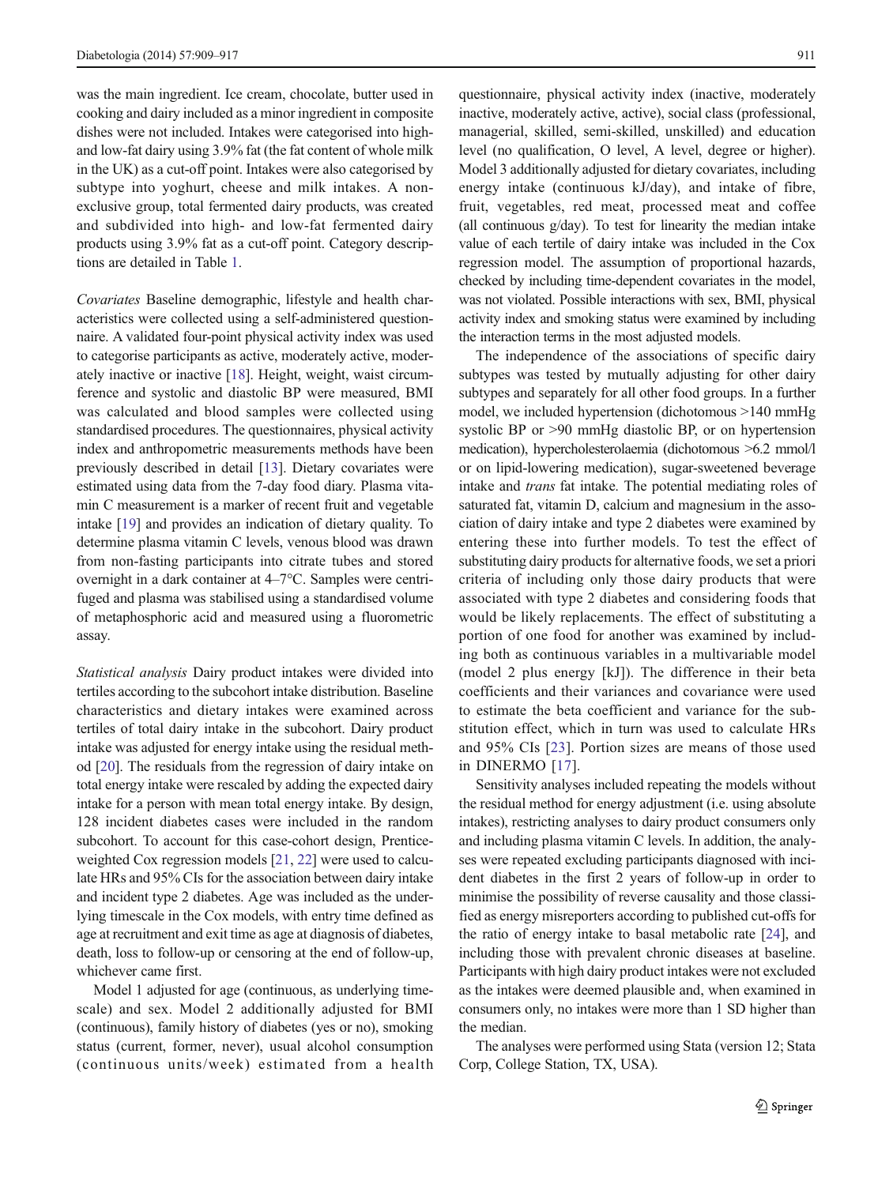was the main ingredient. Ice cream, chocolate, butter used in cooking and dairy included as a minor ingredient in composite dishes were not included. Intakes were categorised into high- and low-fat dairy using 3.9% fat (the fat content of whole milk in the UK) as a cut-off point. Intakes were also categorised by subtype into yoghurt, cheese and milk intakes. A non-exclusive group, total fermented dairy products, was created and subdivided into high- and low-fat fermented dairy products using 3.9% fat as a cut-off point. Category descriptions are detailed in Table 1.

*Covariates* Baseline demographic, lifestyle and health characteristics were collected using a self-administered questionnaire. A validated four-point physical activity index was used to categorise participants as active, moderately active, moderately inactive or inactive [18]. Height, weight, waist circumference and systolic and diastolic BP were measured, BMI was calculated and blood samples were collected using standardised procedures. The questionnaires, physical activity index and anthropometric measurements methods have been previously described in detail [13]. Dietary covariates were estimated using data from the 7-day food diary. Plasma vitamin C measurement is a marker of recent fruit and vegetable intake [19] and provides an indication of dietary quality. To determine plasma vitamin C levels, venous blood was drawn from non-fasting participants into citrate tubes and stored overnight in a dark container at 4–7°C. Samples were centrifuged and plasma was stabilised using a standardised volume of metaphosphoric acid and measured using a fluorometric assay.

*Statistical analysis* Dairy product intakes were divided into tertiles according to the subcohort intake distribution. Baseline characteristics and dietary intakes were examined across tertiles of total dairy intake in the subcohort. Dairy product intake was adjusted for energy intake using the residual method [20]. The residuals from the regression of dairy intake on total energy intake were rescaled by adding the expected dairy intake for a person with mean total energy intake. By design, 128 incident diabetes cases were included in the random subcohort. To account for this case-cohort design, Prentice-weighted Cox regression models [21, 22] were used to calculate HRs and 95% CIs for the association between dairy intake and incident type 2 diabetes. Age was included as the underlying timescale in the Cox models, with entry time defined as age at recruitment and exit time as age at diagnosis of diabetes, death, loss to follow-up or censoring at the end of follow-up, whichever came first.

Model 1 adjusted for age (continuous, as underlying timescale) and sex. Model 2 additionally adjusted for BMI (continuous), family history of diabetes (yes or no), smoking status (current, former, never), usual alcohol consumption (continuous units/week) estimated from a health questionnaire, physical activity index (inactive, moderately inactive, moderately active, active), social class (professional, managerial, skilled, semi-skilled, unskilled) and education level (no qualification, O level, A level, degree or higher). Model 3 additionally adjusted for dietary covariates, including energy intake (continuous kJ/day), and intake of fibre, fruit, vegetables, red meat, processed meat and coffee (all continuous g/day). To test for linearity the median intake value of each tertile of dairy intake was included in the Cox regression model. The assumption of proportional hazards, checked by including time-dependent covariates in the model, was not violated. Possible interactions with sex, BMI, physical activity index and smoking status were examined by including the interaction terms in the most adjusted models.

The independence of the associations of specific dairy subtypes was tested by mutually adjusting for other dairy subtypes and separately for all other food groups. In a further model, we included hypertension (dichotomous >140 mmHg systolic BP or >90 mmHg diastolic BP, or on hypertension medication), hypercholesterolaemia (dichotomous >6.2 mmol/l or on lipid-lowering medication), sugar-sweetened beverage intake and *trans* fat intake. The potential mediating roles of saturated fat, vitamin D, calcium and magnesium in the association of dairy intake and type 2 diabetes were examined by entering these into further models. To test the effect of substituting dairy products for alternative foods, we set a priori criteria of including only those dairy products that were associated with type 2 diabetes and considering foods that would be likely replacements. The effect of substituting a portion of one food for another was examined by including both as continuous variables in a multivariable model (model 2 plus energy [kJ]). The difference in their beta coefficients and their variances and covariance were used to estimate the beta coefficient and variance for the substitution effect, which in turn was used to calculate HRs and 95% CIs [23]. Portion sizes are means of those used in DINERMO [17].

Sensitivity analyses included repeating the models without the residual method for energy adjustment (i.e. using absolute intakes), restricting analyses to dairy product consumers only and including plasma vitamin C levels. In addition, the analyses were repeated excluding participants diagnosed with incident diabetes in the first 2 years of follow-up in order to minimise the possibility of reverse causality and those classified as energy misreporters according to published cut-offs for the ratio of energy intake to basal metabolic rate [24], and including those with prevalent chronic diseases at baseline. Participants with high dairy product intakes were not excluded as the intakes were deemed plausible and, when examined in consumers only, no intakes were more than 1 SD higher than the median.

The analyses were performed using Stata (version 12; Stata Corp, College Station, TX, USA).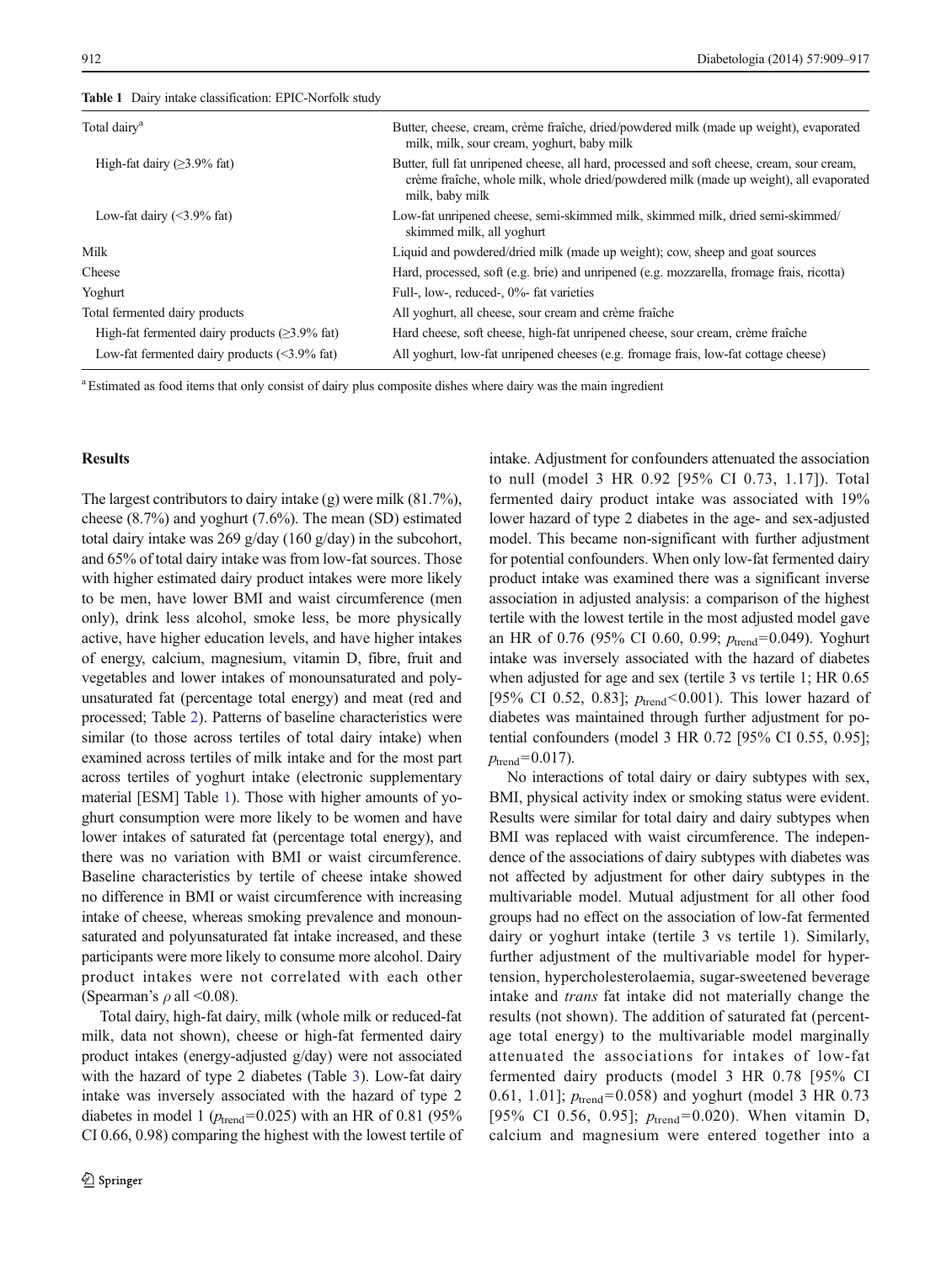**Table 1** Dairy intake classification: EPIC-Norfolk study

| | |
|---|---|
| Total dairy[a] | Butter, cheese, cream, crème fraîche, dried/powdered milk (made up weight), evaporated milk, milk, sour cream, yoghurt, baby milk |
| High-fat dairy (≥3.9% fat) | Butter, full fat unripened cheese, all hard, processed and soft cheese, cream, sour cream, crème fraîche, whole milk, whole dried/powdered milk (made up weight), all evaporated milk, baby milk |
| Low-fat dairy (<3.9% fat) | Low-fat unripened cheese, semi-skimmed milk, skimmed milk, dried semi-skimmed/ skimmed milk, all yoghurt |
| Milk | Liquid and powdered/dried milk (made up weight); cow, sheep and goat sources |
| Cheese | Hard, processed, soft (e.g. brie) and unripened (e.g. mozzarella, fromage frais, ricotta) |
| Yoghurt | Full-, low-, reduced-, 0%- fat varieties |
| Total fermented dairy products | All yoghurt, all cheese, sour cream and crème fraîche |
| High-fat fermented dairy products (≥3.9% fat) | Hard cheese, soft cheese, high-fat unripened cheese, sour cream, crème fraîche |
| Low-fat fermented dairy products (<3.9% fat) | All yoghurt, low-fat unripened cheeses (e.g. fromage frais, low-fat cottage cheese) |

[a] Estimated as food items that only consist of dairy plus composite dishes where dairy was the main ingredient

## Results

The largest contributors to dairy intake (g) were milk (81.7%), cheese (8.7%) and yoghurt (7.6%). The mean (SD) estimated total dairy intake was 269 g/day (160 g/day) in the subcohort, and 65% of total dairy intake was from low-fat sources. Those with higher estimated dairy product intakes were more likely to be men, have lower BMI and waist circumference (men only), drink less alcohol, smoke less, be more physically active, have higher education levels, and have higher intakes of energy, calcium, magnesium, vitamin D, fibre, fruit and vegetables and lower intakes of monounsaturated and polyunsaturated fat (percentage total energy) and meat (red and processed; Table 2). Patterns of baseline characteristics were similar (to those across tertiles of total dairy intake) when examined across tertiles of milk intake and for the most part across tertiles of yoghurt intake (electronic supplementary material [ESM] Table 1). Those with higher amounts of yoghurt consumption were more likely to be women and have lower intakes of saturated fat (percentage total energy), and there was no variation with BMI or waist circumference. Baseline characteristics by tertile of cheese intake showed no difference in BMI or waist circumference with increasing intake of cheese, whereas smoking prevalence and monounsaturated and polyunsaturated fat intake increased, and these participants were more likely to consume more alcohol. Dairy product intakes were not correlated with each other (Spearman's $\rho$ all <0.08).

Total dairy, high-fat dairy, milk (whole milk or reduced-fat milk, data not shown), cheese or high-fat fermented dairy product intakes (energy-adjusted g/day) were not associated with the hazard of type 2 diabetes (Table 3). Low-fat dairy intake was inversely associated with the hazard of type 2 diabetes in model 1 ($p_{\text{trend}}$=0.025) with an HR of 0.81 (95% CI 0.66, 0.98) comparing the highest with the lowest tertile of intake. Adjustment for confounders attenuated the association to null (model 3 HR 0.92 [95% CI 0.73, 1.17]). Total fermented dairy product intake was associated with 19% lower hazard of type 2 diabetes in the age- and sex-adjusted model. This became non-significant with further adjustment for potential confounders. When only low-fat fermented dairy product intake was examined there was a significant inverse association in adjusted analysis: a comparison of the highest tertile with the lowest tertile in the most adjusted model gave an HR of 0.76 (95% CI 0.60, 0.99; $p_{\text{trend}}$=0.049). Yoghurt intake was inversely associated with the hazard of diabetes when adjusted for age and sex (tertile 3 vs tertile 1; HR 0.65 [95% CI 0.52, 0.83]; $p_{\text{trend}}$<0.001). This lower hazard of diabetes was maintained through further adjustment for potential confounders (model 3 HR 0.72 [95% CI 0.55, 0.95]; $p_{\text{trend}}$=0.017).

No interactions of total dairy or dairy subtypes with sex, BMI, physical activity index or smoking status were evident. Results were similar for total dairy and dairy subtypes when BMI was replaced with waist circumference. The independence of the associations of dairy subtypes with diabetes was not affected by adjustment for other dairy subtypes in the multivariable model. Mutual adjustment for all other food groups had no effect on the association of low-fat fermented dairy or yoghurt intake (tertile 3 vs tertile 1). Similarly, further adjustment of the multivariable model for hypertension, hypercholesterolaemia, sugar-sweetened beverage intake and *trans* fat intake did not materially change the results (not shown). The addition of saturated fat (percentage total energy) to the multivariable model marginally attenuated the associations for intakes of low-fat fermented dairy products (model 3 HR 0.78 [95% CI 0.61, 1.01]; $p_{\text{trend}}$=0.058) and yoghurt (model 3 HR 0.73 [95% CI 0.56, 0.95]; $p_{\text{trend}}$=0.020). When vitamin D, calcium and magnesium were entered together into a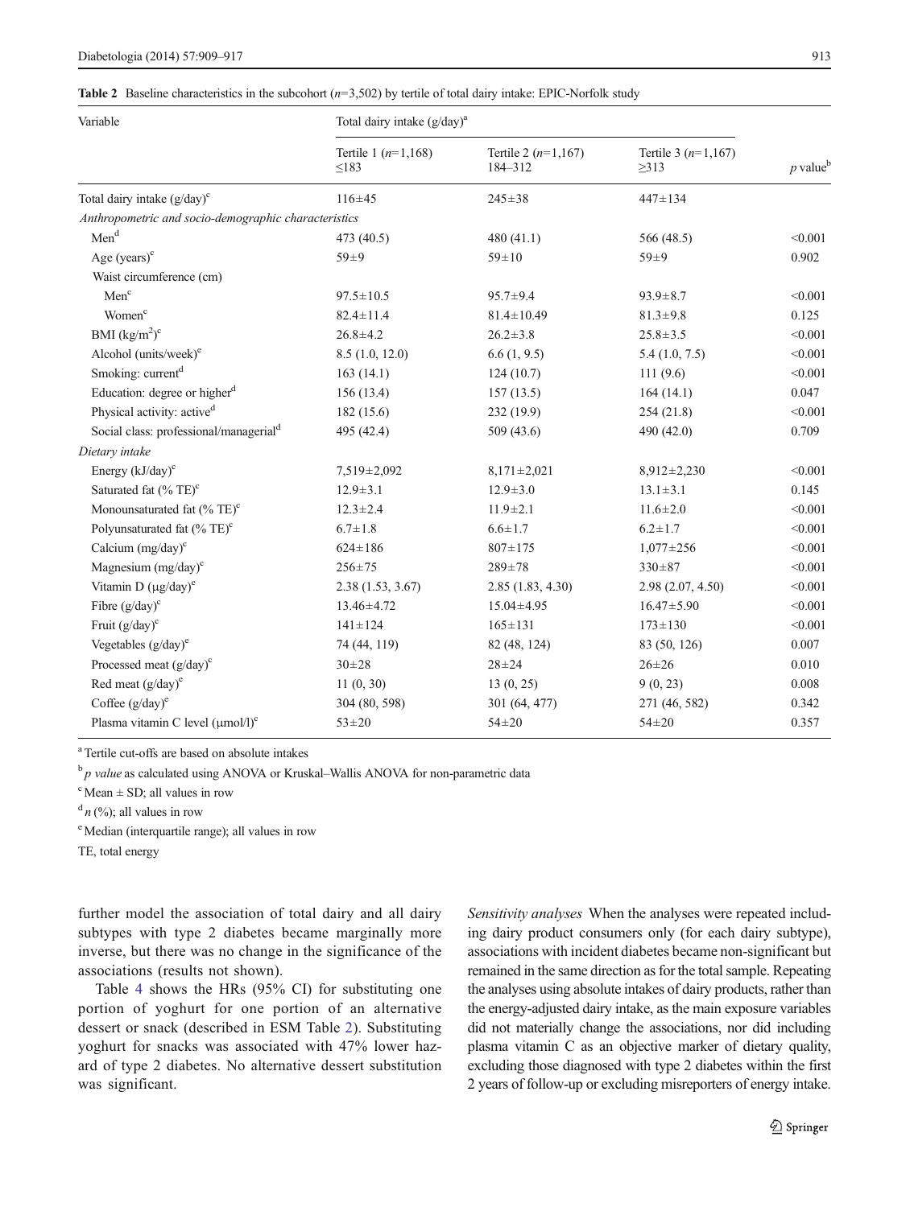**Table 2** Baseline characteristics in the subcohort ($n$=3,502) by tertile of total dairy intake: EPIC-Norfolk study

| Variable | Total dairy intake (g/day)[a] | | | |
|---|---|---|---|---|
| | Tertile 1 ($n$=1,168) ≤183 | Tertile 2 ($n$=1,167) 184–312 | Tertile 3 ($n$=1,167) ≥313 | $p$ value[b] |
| Total dairy intake (g/day)[c] | 116±45 | 245±38 | 447±134 | |
| *Anthropometric and socio-demographic characteristics* | | | | |
| Men[d] | 473 (40.5) | 480 (41.1) | 566 (48.5) | <0.001 |
| Age (years)[c] | 59±9 | 59±10 | 59±9 | 0.902 |
| Waist circumference (cm) | | | | |
| Men[c] | 97.5±10.5 | 95.7±9.4 | 93.9±8.7 | <0.001 |
| Women[c] | 82.4±11.4 | 81.4±10.49 | 81.3±9.8 | 0.125 |
| BMI (kg/m$^2$)[c] | 26.8±4.2 | 26.2±3.8 | 25.8±3.5 | <0.001 |
| Alcohol (units/week)[e] | 8.5 (1.0, 12.0) | 6.6 (1, 9.5) | 5.4 (1.0, 7.5) | <0.001 |
| Smoking: current[d] | 163 (14.1) | 124 (10.7) | 111 (9.6) | <0.001 |
| Education: degree or higher[d] | 156 (13.4) | 157 (13.5) | 164 (14.1) | 0.047 |
| Physical activity: active[d] | 182 (15.6) | 232 (19.9) | 254 (21.8) | <0.001 |
| Social class: professional/managerial[d] | 495 (42.4) | 509 (43.6) | 490 (42.0) | 0.709 |
| *Dietary intake* | | | | |
| Energy (kJ/day)[c] | 7,519±2,092 | 8,171±2,021 | 8,912±2,230 | <0.001 |
| Saturated fat (% TE)[c] | 12.9±3.1 | 12.9±3.0 | 13.1±3.1 | 0.145 |
| Monounsaturated fat (% TE)[c] | 12.3±2.4 | 11.9±2.1 | 11.6±2.0 | <0.001 |
| Polyunsaturated fat (% TE)[c] | 6.7±1.8 | 6.6±1.7 | 6.2±1.7 | <0.001 |
| Calcium (mg/day)[c] | 624±186 | 807±175 | 1,077±256 | <0.001 |
| Magnesium (mg/day)[c] | 256±75 | 289±78 | 330±87 | <0.001 |
| Vitamin D (μg/day)[e] | 2.38 (1.53, 3.67) | 2.85 (1.83, 4.30) | 2.98 (2.07, 4.50) | <0.001 |
| Fibre (g/day)[c] | 13.46±4.72 | 15.04±4.95 | 16.47±5.90 | <0.001 |
| Fruit (g/day)[c] | 141±124 | 165±131 | 173±130 | <0.001 |
| Vegetables (g/day)[e] | 74 (44, 119) | 82 (48, 124) | 83 (50, 126) | 0.007 |
| Processed meat (g/day)[c] | 30±28 | 28±24 | 26±26 | 0.010 |
| Red meat (g/day)[e] | 11 (0, 30) | 13 (0, 25) | 9 (0, 23) | 0.008 |
| Coffee (g/day)[e] | 304 (80, 598) | 301 (64, 477) | 271 (46, 582) | 0.342 |
| Plasma vitamin C level (μmol/l)[c] | 53±20 | 54±20 | 54±20 | 0.357 |

[a] Tertile cut-offs are based on absolute intakes

[b] *p value* as calculated using ANOVA or Kruskal–Wallis ANOVA for non-parametric data

[c] Mean ± SD; all values in row

[d] $n$ (%); all values in row

[e] Median (interquartile range); all values in row

TE, total energy

further model the association of total dairy and all dairy subtypes with type 2 diabetes became marginally more inverse, but there was no change in the significance of the associations (results not shown).

Table 4 shows the HRs (95% CI) for substituting one portion of yoghurt for one portion of an alternative dessert or snack (described in ESM Table 2). Substituting yoghurt for snacks was associated with 47% lower hazard of type 2 diabetes. No alternative dessert substitution was significant.

*Sensitivity analyses* When the analyses were repeated including dairy product consumers only (for each dairy subtype), associations with incident diabetes became non-significant but remained in the same direction as for the total sample. Repeating the analyses using absolute intakes of dairy products, rather than the energy-adjusted dairy intake, as the main exposure variables did not materially change the associations, nor did including plasma vitamin C as an objective marker of dietary quality, excluding those diagnosed with type 2 diabetes within the first 2 years of follow-up or excluding misreporters of energy intake.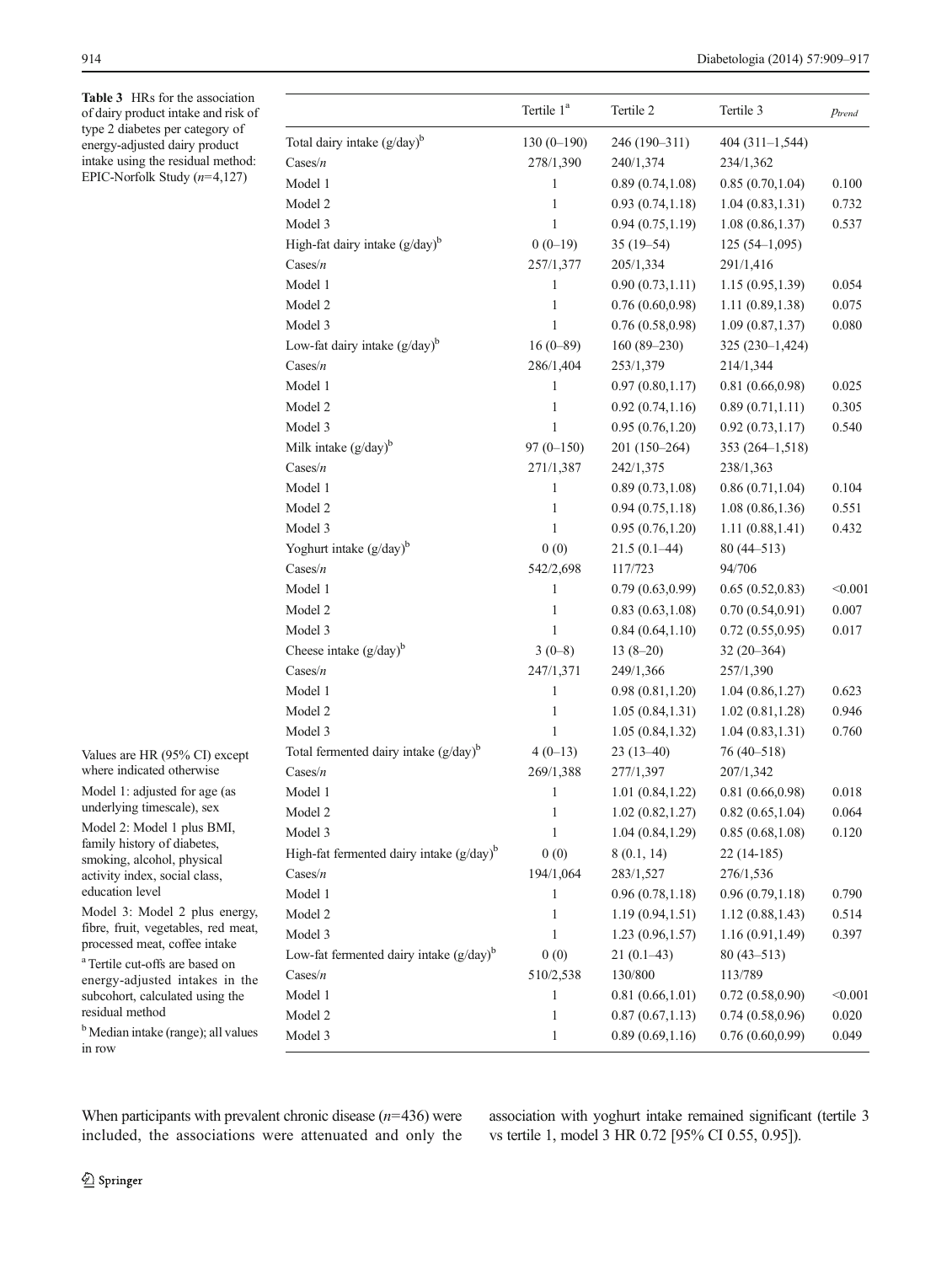**Table 3** HRs for the association of dairy product intake and risk of type 2 diabetes per category of energy-adjusted dairy product intake using the residual method: EPIC-Norfolk Study ($n$=4,127)

| | Tertile 1[a] | Tertile 2 | Tertile 3 | $p_{trend}$ |
|---|---|---|---|---|
| Total dairy intake (g/day)[b] | 130 (0–190) | 246 (190–311) | 404 (311–1,544) | |
| Cases/$n$ | 278/1,390 | 240/1,374 | 234/1,362 | |
| Model 1 | 1 | 0.89 (0.74,1.08) | 0.85 (0.70,1.04) | 0.100 |
| Model 2 | 1 | 0.93 (0.74,1.18) | 1.04 (0.83,1.31) | 0.732 |
| Model 3 | 1 | 0.94 (0.75,1.19) | 1.08 (0.86,1.37) | 0.537 |
| High-fat dairy intake (g/day)[b] | 0 (0–19) | 35 (19–54) | 125 (54–1,095) | |
| Cases/$n$ | 257/1,377 | 205/1,334 | 291/1,416 | |
| Model 1 | 1 | 0.90 (0.73,1.11) | 1.15 (0.95,1.39) | 0.054 |
| Model 2 | 1 | 0.76 (0.60,0.98) | 1.11 (0.89,1.38) | 0.075 |
| Model 3 | 1 | 0.76 (0.58,0.98) | 1.09 (0.87,1.37) | 0.080 |
| Low-fat dairy intake (g/day)[b] | 16 (0–89) | 160 (89–230) | 325 (230–1,424) | |
| Cases/$n$ | 286/1,404 | 253/1,379 | 214/1,344 | |
| Model 1 | 1 | 0.97 (0.80,1.17) | 0.81 (0.66,0.98) | 0.025 |
| Model 2 | 1 | 0.92 (0.74,1.16) | 0.89 (0.71,1.11) | 0.305 |
| Model 3 | 1 | 0.95 (0.76,1.20) | 0.92 (0.73,1.17) | 0.540 |
| Milk intake (g/day)[b] | 97 (0–150) | 201 (150–264) | 353 (264–1,518) | |
| Cases/$n$ | 271/1,387 | 242/1,375 | 238/1,363 | |
| Model 1 | 1 | 0.89 (0.73,1.08) | 0.86 (0.71,1.04) | 0.104 |
| Model 2 | 1 | 0.94 (0.75,1.18) | 1.08 (0.86,1.36) | 0.551 |
| Model 3 | 1 | 0.95 (0.76,1.20) | 1.11 (0.88,1.41) | 0.432 |
| Yoghurt intake (g/day)[b] | 0 (0) | 21.5 (0.1–44) | 80 (44–513) | |
| Cases/$n$ | 542/2,698 | 117/723 | 94/706 | |
| Model 1 | 1 | 0.79 (0.63,0.99) | 0.65 (0.52,0.83) | <0.001 |
| Model 2 | 1 | 0.83 (0.63,1.08) | 0.70 (0.54,0.91) | 0.007 |
| Model 3 | 1 | 0.84 (0.64,1.10) | 0.72 (0.55,0.95) | 0.017 |
| Cheese intake (g/day)[b] | 3 (0–8) | 13 (8–20) | 32 (20–364) | |
| Cases/$n$ | 247/1,371 | 249/1,366 | 257/1,390 | |
| Model 1 | 1 | 0.98 (0.81,1.20) | 1.04 (0.86,1.27) | 0.623 |
| Model 2 | 1 | 1.05 (0.84,1.31) | 1.02 (0.81,1.28) | 0.946 |
| Model 3 | 1 | 1.05 (0.84,1.32) | 1.04 (0.83,1.31) | 0.760 |
| Total fermented dairy intake (g/day)[b] | 4 (0–13) | 23 (13–40) | 76 (40–518) | |
| Cases/$n$ | 269/1,388 | 277/1,397 | 207/1,342 | |
| Model 1 | 1 | 1.01 (0.84,1.22) | 0.81 (0.66,0.98) | 0.018 |
| Model 2 | 1 | 1.02 (0.82,1.27) | 0.82 (0.65,1.04) | 0.064 |
| Model 3 | 1 | 1.04 (0.84,1.29) | 0.85 (0.68,1.08) | 0.120 |
| High-fat fermented dairy intake (g/day)[b] | 0 (0) | 8 (0.1, 14) | 22 (14-185) | |
| Cases/$n$ | 194/1,064 | 283/1,527 | 276/1,536 | |
| Model 1 | 1 | 0.96 (0.78,1.18) | 0.96 (0.79,1.18) | 0.790 |
| Model 2 | 1 | 1.19 (0.94,1.51) | 1.12 (0.88,1.43) | 0.514 |
| Model 3 | 1 | 1.23 (0.96,1.57) | 1.16 (0.91,1.49) | 0.397 |
| Low-fat fermented dairy intake (g/day)[b] | 0 (0) | 21 (0.1–43) | 80 (43–513) | |
| Cases/$n$ | 510/2,538 | 130/800 | 113/789 | |
| Model 1 | 1 | 0.81 (0.66,1.01) | 0.72 (0.58,0.90) | <0.001 |
| Model 2 | 1 | 0.87 (0.67,1.13) | 0.74 (0.58,0.96) | 0.020 |
| Model 3 | 1 | 0.89 (0.69,1.16) | 0.76 (0.60,0.99) | 0.049 |

Values are HR (95% CI) except where indicated otherwise

Model 1: adjusted for age (as underlying timescale), sex

Model 2: Model 1 plus BMI, family history of diabetes, smoking, alcohol, physical activity index, social class, education level

Model 3: Model 2 plus energy, fibre, fruit, vegetables, red meat, processed meat, coffee intake

[a] Tertile cut-offs are based on energy-adjusted intakes in the subcohort, calculated using the residual method

[b] Median intake (range); all values in row

When participants with prevalent chronic disease ($n$=436) were included, the associations were attenuated and only the association with yoghurt intake remained significant (tertile 3 vs tertile 1, model 3 HR 0.72 [95% CI 0.55, 0.95]).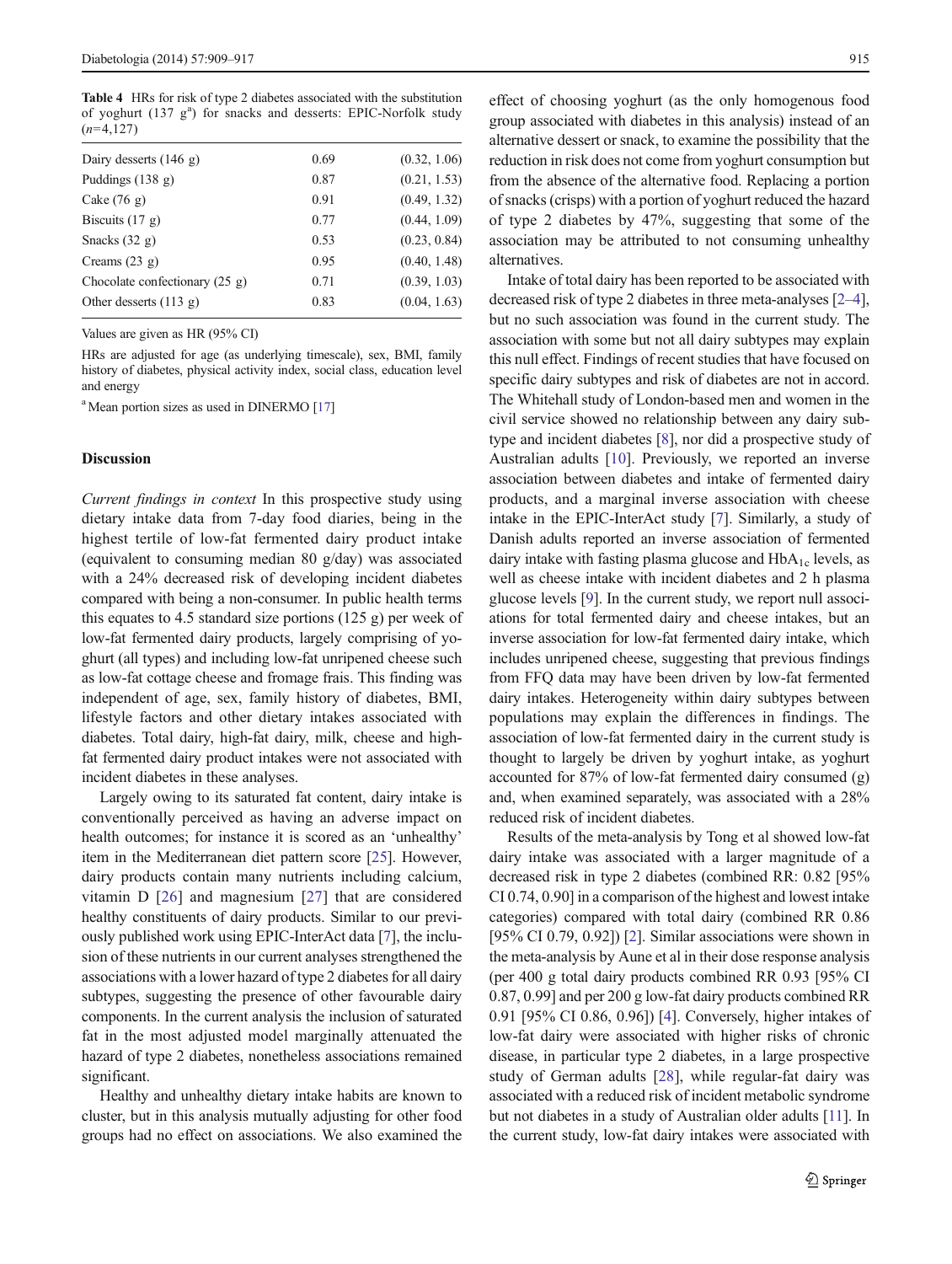**Table 4** HRs for risk of type 2 diabetes associated with the substitution of yoghurt (137 g[a]) for snacks and desserts: EPIC-Norfolk study ($n$=4,127)

| | | |
|---|---|---|
| Dairy desserts (146 g) | 0.69 | (0.32, 1.06) |
| Puddings (138 g) | 0.87 | (0.21, 1.53) |
| Cake (76 g) | 0.91 | (0.49, 1.32) |
| Biscuits (17 g) | 0.77 | (0.44, 1.09) |
| Snacks (32 g) | 0.53 | (0.23, 0.84) |
| Creams (23 g) | 0.95 | (0.40, 1.48) |
| Chocolate confectionary (25 g) | 0.71 | (0.39, 1.03) |
| Other desserts (113 g) | 0.83 | (0.04, 1.63) |

Values are given as HR (95% CI)

HRs are adjusted for age (as underlying timescale), sex, BMI, family history of diabetes, physical activity index, social class, education level and energy

[a] Mean portion sizes as used in DINERMO [17]

## Discussion

*Current findings in context* In this prospective study using dietary intake data from 7-day food diaries, being in the highest tertile of low-fat fermented dairy product intake (equivalent to consuming median 80 g/day) was associated with a 24% decreased risk of developing incident diabetes compared with being a non-consumer. In public health terms this equates to 4.5 standard size portions (125 g) per week of low-fat fermented dairy products, largely comprising of yoghurt (all types) and including low-fat unripened cheese such as low-fat cottage cheese and fromage frais. This finding was independent of age, sex, family history of diabetes, BMI, lifestyle factors and other dietary intakes associated with diabetes. Total dairy, high-fat dairy, milk, cheese and high-fat fermented dairy product intakes were not associated with incident diabetes in these analyses.

Largely owing to its saturated fat content, dairy intake is conventionally perceived as having an adverse impact on health outcomes; for instance it is scored as an 'unhealthy' item in the Mediterranean diet pattern score [25]. However, dairy products contain many nutrients including calcium, vitamin D [26] and magnesium [27] that are considered healthy constituents of dairy products. Similar to our previously published work using EPIC-InterAct data [7], the inclusion of these nutrients in our current analyses strengthened the associations with a lower hazard of type 2 diabetes for all dairy subtypes, suggesting the presence of other favourable dairy components. In the current analysis the inclusion of saturated fat in the most adjusted model marginally attenuated the hazard of type 2 diabetes, nonetheless associations remained significant.

Healthy and unhealthy dietary intake habits are known to cluster, but in this analysis mutually adjusting for other food groups had no effect on associations. We also examined the effect of choosing yoghurt (as the only homogenous food group associated with diabetes in this analysis) instead of an alternative dessert or snack, to examine the possibility that the reduction in risk does not come from yoghurt consumption but from the absence of the alternative food. Replacing a portion of snacks (crisps) with a portion of yoghurt reduced the hazard of type 2 diabetes by 47%, suggesting that some of the association may be attributed to not consuming unhealthy alternatives.

Intake of total dairy has been reported to be associated with decreased risk of type 2 diabetes in three meta-analyses [2–4], but no such association was found in the current study. The association with some but not all dairy subtypes may explain this null effect. Findings of recent studies that have focused on specific dairy subtypes and risk of diabetes are not in accord. The Whitehall study of London-based men and women in the civil service showed no relationship between any dairy subtype and incident diabetes [8], nor did a prospective study of Australian adults [10]. Previously, we reported an inverse association between diabetes and intake of fermented dairy products, and a marginal inverse association with cheese intake in the EPIC-InterAct study [7]. Similarly, a study of Danish adults reported an inverse association of fermented dairy intake with fasting plasma glucose and $HbA_{1c}$ levels, as well as cheese intake with incident diabetes and 2 h plasma glucose levels [9]. In the current study, we report null associations for total fermented dairy and cheese intakes, but an inverse association for low-fat fermented dairy intake, which includes unripened cheese, suggesting that previous findings from FFQ data may have been driven by low-fat fermented dairy intakes. Heterogeneity within dairy subtypes between populations may explain the differences in findings. The association of low-fat fermented dairy in the current study is thought to largely be driven by yoghurt intake, as yoghurt accounted for 87% of low-fat fermented dairy consumed (g) and, when examined separately, was associated with a 28% reduced risk of incident diabetes.

Results of the meta-analysis by Tong et al showed low-fat dairy intake was associated with a larger magnitude of a decreased risk in type 2 diabetes (combined RR: 0.82 [95% CI 0.74, 0.90] in a comparison of the highest and lowest intake categories) compared with total dairy (combined RR 0.86 [95% CI 0.79, 0.92]) [2]. Similar associations were shown in the meta-analysis by Aune et al in their dose response analysis (per 400 g total dairy products combined RR 0.93 [95% CI 0.87, 0.99] and per 200 g low-fat dairy products combined RR 0.91 [95% CI 0.86, 0.96]) [4]. Conversely, higher intakes of low-fat dairy were associated with higher risks of chronic disease, in particular type 2 diabetes, in a large prospective study of German adults [28], while regular-fat dairy was associated with a reduced risk of incident metabolic syndrome but not diabetes in a study of Australian older adults [11]. In the current study, low-fat dairy intakes were associated with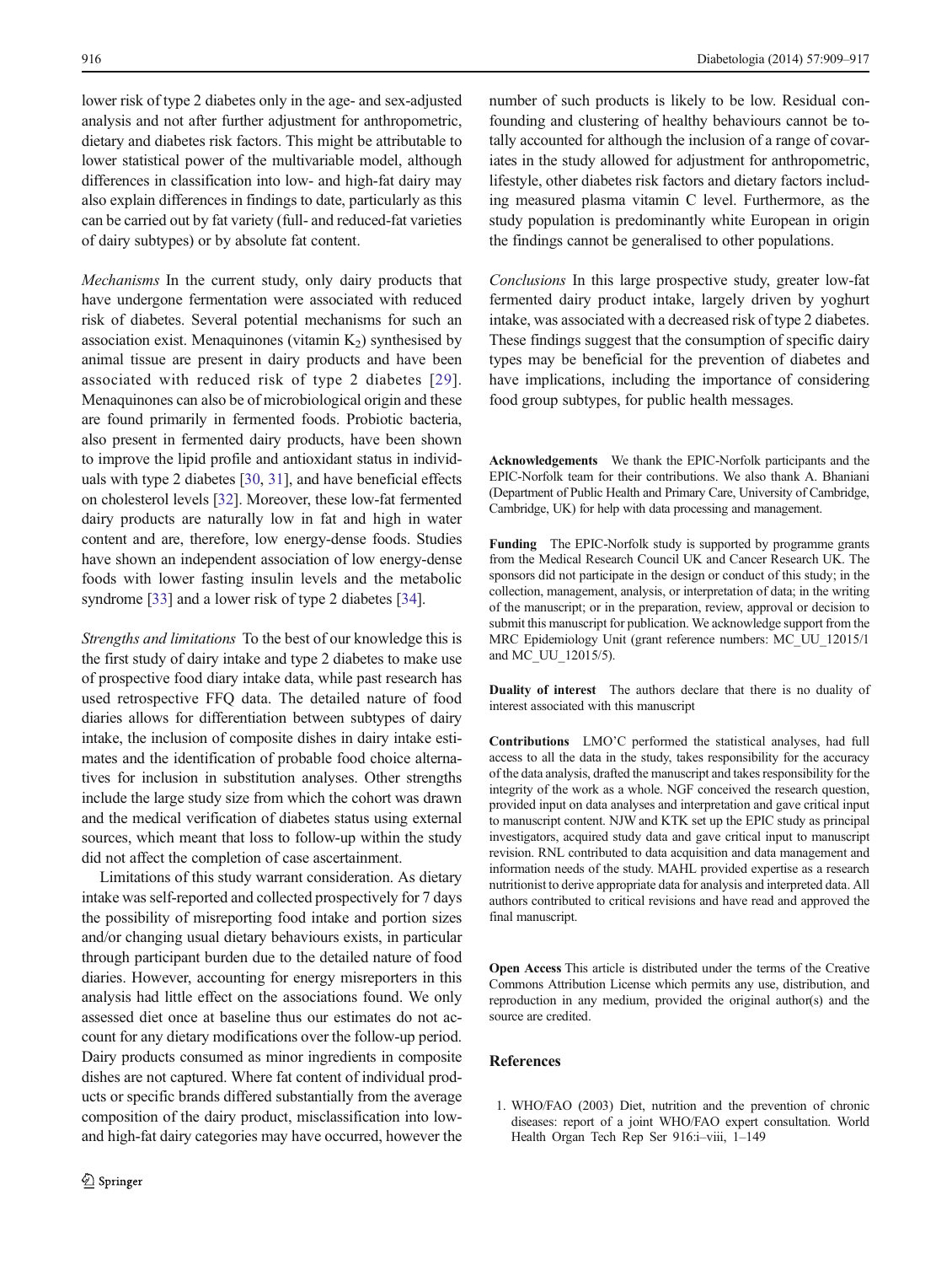lower risk of type 2 diabetes only in the age- and sex-adjusted analysis and not after further adjustment for anthropometric, dietary and diabetes risk factors. This might be attributable to lower statistical power of the multivariable model, although differences in classification into low- and high-fat dairy may also explain differences in findings to date, particularly as this can be carried out by fat variety (full- and reduced-fat varieties of dairy subtypes) or by absolute fat content.

*Mechanisms* In the current study, only dairy products that have undergone fermentation were associated with reduced risk of diabetes. Several potential mechanisms for such an association exist. Menaquinones (vitamin $K_2$) synthesised by animal tissue are present in dairy products and have been associated with reduced risk of type 2 diabetes [29]. Menaquinones can also be of microbiological origin and these are found primarily in fermented foods. Probiotic bacteria, also present in fermented dairy products, have been shown to improve the lipid profile and antioxidant status in individuals with type 2 diabetes [30, 31], and have beneficial effects on cholesterol levels [32]. Moreover, these low-fat fermented dairy products are naturally low in fat and high in water content and are, therefore, low energy-dense foods. Studies have shown an independent association of low energy-dense foods with lower fasting insulin levels and the metabolic syndrome [33] and a lower risk of type 2 diabetes [34].

*Strengths and limitations* To the best of our knowledge this is the first study of dairy intake and type 2 diabetes to make use of prospective food diary intake data, while past research has used retrospective FFQ data. The detailed nature of food diaries allows for differentiation between subtypes of dairy intake, the inclusion of composite dishes in dairy intake estimates and the identification of probable food choice alternatives for inclusion in substitution analyses. Other strengths include the large study size from which the cohort was drawn and the medical verification of diabetes status using external sources, which meant that loss to follow-up within the study did not affect the completion of case ascertainment.

Limitations of this study warrant consideration. As dietary intake was self-reported and collected prospectively for 7 days the possibility of misreporting food intake and portion sizes and/or changing usual dietary behaviours exists, in particular through participant burden due to the detailed nature of food diaries. However, accounting for energy misreporters in this analysis had little effect on the associations found. We only assessed diet once at baseline thus our estimates do not account for any dietary modifications over the follow-up period. Dairy products consumed as minor ingredients in composite dishes are not captured. Where fat content of individual products or specific brands differed substantially from the average composition of the dairy product, misclassification into low- and high-fat dairy categories may have occurred, however the number of such products is likely to be low. Residual confounding and clustering of healthy behaviours cannot be totally accounted for although the inclusion of a range of covariates in the study allowed for adjustment for anthropometric, lifestyle, other diabetes risk factors and dietary factors including measured plasma vitamin C level. Furthermore, as the study population is predominantly white European in origin the findings cannot be generalised to other populations.

*Conclusions* In this large prospective study, greater low-fat fermented dairy product intake, largely driven by yoghurt intake, was associated with a decreased risk of type 2 diabetes. These findings suggest that the consumption of specific dairy types may be beneficial for the prevention of diabetes and have implications, including the importance of considering food group subtypes, for public health messages.

**Acknowledgements** We thank the EPIC-Norfolk participants and the EPIC-Norfolk team for their contributions. We also thank A. Bhaniani (Department of Public Health and Primary Care, University of Cambridge, Cambridge, UK) for help with data processing and management.

**Funding** The EPIC-Norfolk study is supported by programme grants from the Medical Research Council UK and Cancer Research UK. The sponsors did not participate in the design or conduct of this study; in the collection, management, analysis, or interpretation of data; in the writing of the manuscript; or in the preparation, review, approval or decision to submit this manuscript for publication. We acknowledge support from the MRC Epidemiology Unit (grant reference numbers: MC_UU_12015/1 and MC_UU_12015/5).

**Duality of interest** The authors declare that there is no duality of interest associated with this manuscript

**Contributions** LMO'C performed the statistical analyses, had full access to all the data in the study, takes responsibility for the accuracy of the data analysis, drafted the manuscript and takes responsibility for the integrity of the work as a whole. NGF conceived the research question, provided input on data analyses and interpretation and gave critical input to manuscript content. NJW and KTK set up the EPIC study as principal investigators, acquired study data and gave critical input to manuscript revision. RNL contributed to data acquisition and data management and information needs of the study. MAHL provided expertise as a research nutritionist to derive appropriate data for analysis and interpreted data. All authors contributed to critical revisions and have read and approved the final manuscript.

**Open Access** This article is distributed under the terms of the Creative Commons Attribution License which permits any use, distribution, and reproduction in any medium, provided the original author(s) and the source are credited.

## References

1. WHO/FAO (2003) Diet, nutrition and the prevention of chronic diseases: report of a joint WHO/FAO expert consultation. World Health Organ Tech Rep Ser 916:i–viii, 1–149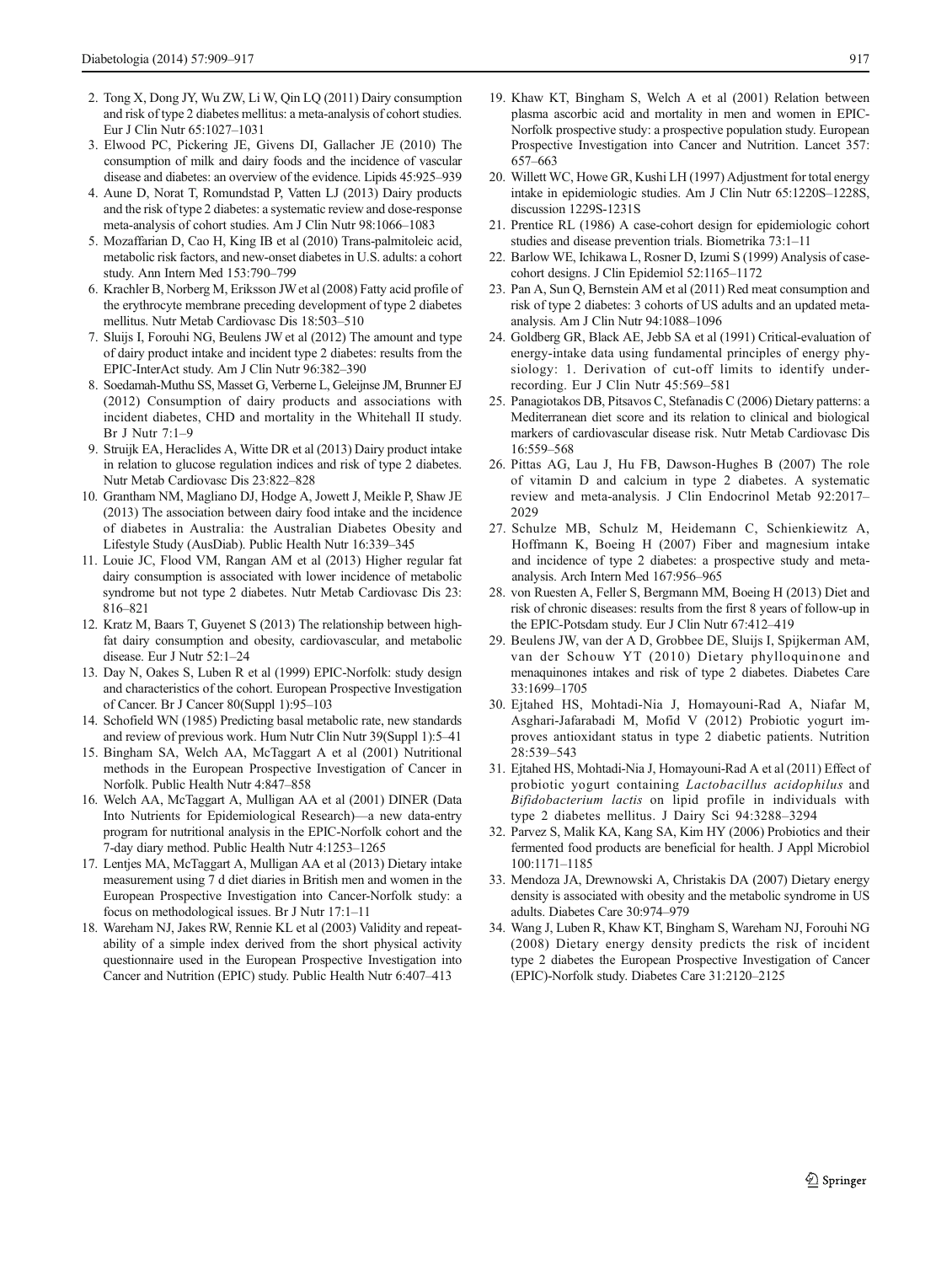2. Tong X, Dong JY, Wu ZW, Li W, Qin LQ (2011) Dairy consumption and risk of type 2 diabetes mellitus: a meta-analysis of cohort studies. Eur J Clin Nutr 65:1027–1031
3. Elwood PC, Pickering JE, Givens DI, Gallacher JE (2010) The consumption of milk and dairy foods and the incidence of vascular disease and diabetes: an overview of the evidence. Lipids 45:925–939
4. Aune D, Norat T, Romundstad P, Vatten LJ (2013) Dairy products and the risk of type 2 diabetes: a systematic review and dose-response meta-analysis of cohort studies. Am J Clin Nutr 98:1066–1083
5. Mozaffarian D, Cao H, King IB et al (2010) Trans-palmitoleic acid, metabolic risk factors, and new-onset diabetes in U.S. adults: a cohort study. Ann Intern Med 153:790–799
6. Krachler B, Norberg M, Eriksson JW et al (2008) Fatty acid profile of the erythrocyte membrane preceding development of type 2 diabetes mellitus. Nutr Metab Cardiovasc Dis 18:503–510
7. Sluijs I, Forouhi NG, Beulens JW et al (2012) The amount and type of dairy product intake and incident type 2 diabetes: results from the EPIC-InterAct study. Am J Clin Nutr 96:382–390
8. Soedamah-Muthu SS, Masset G, Verberne L, Geleijnse JM, Brunner EJ (2012) Consumption of dairy products and associations with incident diabetes, CHD and mortality in the Whitehall II study. Br J Nutr 7:1–9
9. Struijk EA, Heraclides A, Witte DR et al (2013) Dairy product intake in relation to glucose regulation indices and risk of type 2 diabetes. Nutr Metab Cardiovasc Dis 23:822–828
10. Grantham NM, Magliano DJ, Hodge A, Jowett J, Meikle P, Shaw JE (2013) The association between dairy food intake and the incidence of diabetes in Australia: the Australian Diabetes Obesity and Lifestyle Study (AusDiab). Public Health Nutr 16:339–345
11. Louie JC, Flood VM, Rangan AM et al (2013) Higher regular fat dairy consumption is associated with lower incidence of metabolic syndrome but not type 2 diabetes. Nutr Metab Cardiovasc Dis 23: 816–821
12. Kratz M, Baars T, Guyenet S (2013) The relationship between high-fat dairy consumption and obesity, cardiovascular, and metabolic disease. Eur J Nutr 52:1–24
13. Day N, Oakes S, Luben R et al (1999) EPIC-Norfolk: study design and characteristics of the cohort. European Prospective Investigation of Cancer. Br J Cancer 80(Suppl 1):95–103
14. Schofield WN (1985) Predicting basal metabolic rate, new standards and review of previous work. Hum Nutr Clin Nutr 39(Suppl 1):5–41
15. Bingham SA, Welch AA, McTaggart A et al (2001) Nutritional methods in the European Prospective Investigation of Cancer in Norfolk. Public Health Nutr 4:847–858
16. Welch AA, McTaggart A, Mulligan AA et al (2001) DINER (Data Into Nutrients for Epidemiological Research)—a new data-entry program for nutritional analysis in the EPIC-Norfolk cohort and the 7-day diary method. Public Health Nutr 4:1253–1265
17. Lentjes MA, McTaggart A, Mulligan AA et al (2013) Dietary intake measurement using 7 d diet diaries in British men and women in the European Prospective Investigation into Cancer-Norfolk study: a focus on methodological issues. Br J Nutr 17:1–11
18. Wareham NJ, Jakes RW, Rennie KL et al (2003) Validity and repeatability of a simple index derived from the short physical activity questionnaire used in the European Prospective Investigation into Cancer and Nutrition (EPIC) study. Public Health Nutr 6:407–413
19. Khaw KT, Bingham S, Welch A et al (2001) Relation between plasma ascorbic acid and mortality in men and women in EPIC-Norfolk prospective study: a prospective population study. European Prospective Investigation into Cancer and Nutrition. Lancet 357: 657–663
20. Willett WC, Howe GR, Kushi LH (1997) Adjustment for total energy intake in epidemiologic studies. Am J Clin Nutr 65:1220S–1228S, discussion 1229S-1231S
21. Prentice RL (1986) A case-cohort design for epidemiologic cohort studies and disease prevention trials. Biometrika 73:1–11
22. Barlow WE, Ichikawa L, Rosner D, Izumi S (1999) Analysis of case-cohort designs. J Clin Epidemiol 52:1165–1172
23. Pan A, Sun Q, Bernstein AM et al (2011) Red meat consumption and risk of type 2 diabetes: 3 cohorts of US adults and an updated meta-analysis. Am J Clin Nutr 94:1088–1096
24. Goldberg GR, Black AE, Jebb SA et al (1991) Critical-evaluation of energy-intake data using fundamental principles of energy physiology: 1. Derivation of cut-off limits to identify under-recording. Eur J Clin Nutr 45:569–581
25. Panagiotakos DB, Pitsavos C, Stefanadis C (2006) Dietary patterns: a Mediterranean diet score and its relation to clinical and biological markers of cardiovascular disease risk. Nutr Metab Cardiovasc Dis 16:559–568
26. Pittas AG, Lau J, Hu FB, Dawson-Hughes B (2007) The role of vitamin D and calcium in type 2 diabetes. A systematic review and meta-analysis. J Clin Endocrinol Metab 92:2017–2029
27. Schulze MB, Schulz M, Heidemann C, Schienkiewitz A, Hoffmann K, Boeing H (2007) Fiber and magnesium intake and incidence of type 2 diabetes: a prospective study and meta-analysis. Arch Intern Med 167:956–965
28. von Ruesten A, Feller S, Bergmann MM, Boeing H (2013) Diet and risk of chronic diseases: results from the first 8 years of follow-up in the EPIC-Potsdam study. Eur J Clin Nutr 67:412–419
29. Beulens JW, van der A D, Grobbee DE, Sluijs I, Spijkerman AM, van der Schouw YT (2010) Dietary phylloquinone and menaquinones intakes and risk of type 2 diabetes. Diabetes Care 33:1699–1705
30. Ejtahed HS, Mohtadi-Nia J, Homayouni-Rad A, Niafar M, Asghari-Jafarabadi M, Mofid V (2012) Probiotic yogurt improves antioxidant status in type 2 diabetic patients. Nutrition 28:539–543
31. Ejtahed HS, Mohtadi-Nia J, Homayouni-Rad A et al (2011) Effect of probiotic yogurt containing *Lactobacillus acidophilus* and *Bifidobacterium lactis* on lipid profile in individuals with type 2 diabetes mellitus. J Dairy Sci 94:3288–3294
32. Parvez S, Malik KA, Kang SA, Kim HY (2006) Probiotics and their fermented food products are beneficial for health. J Appl Microbiol 100:1171–1185
33. Mendoza JA, Drewnowski A, Christakis DA (2007) Dietary energy density is associated with obesity and the metabolic syndrome in US adults. Diabetes Care 30:974–979
34. Wang J, Luben R, Khaw KT, Bingham S, Wareham NJ, Forouhi NG (2008) Dietary energy density predicts the risk of incident type 2 diabetes the European Prospective Investigation of Cancer (EPIC)-Norfolk study. Diabetes Care 31:2120–2125